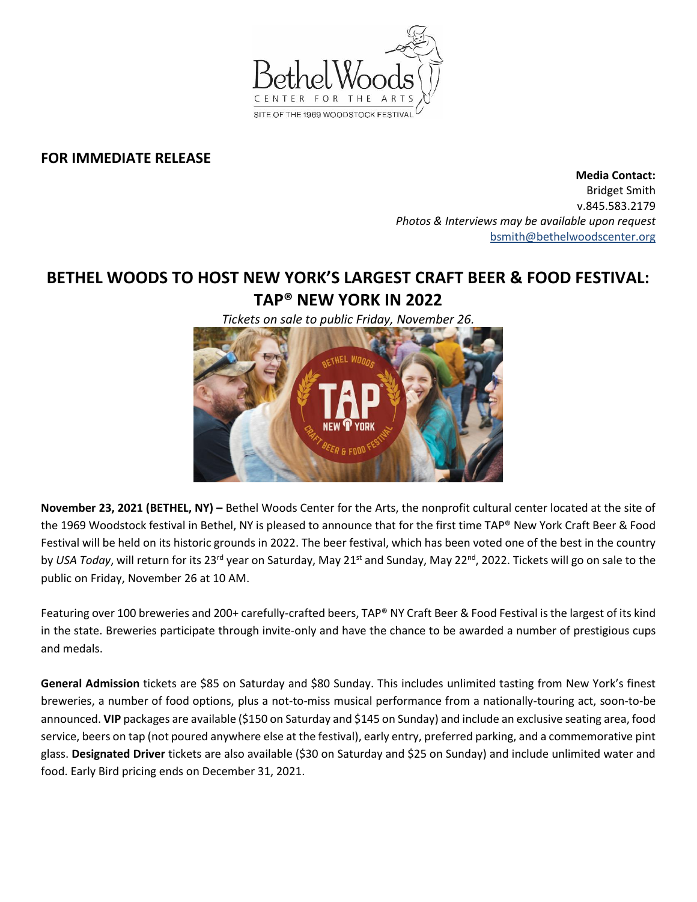**FOR IMMEDIATE RELEASE**

**Media Contact:**
Bridget Smith
v.845.583.2179
*Photos & Interviews may be available upon request*
bsmith@bethelwoodscenter.org

# BETHEL WOODS TO HOST NEW YORK'S LARGEST CRAFT BEER & FOOD FESTIVAL: TAP® NEW YORK IN 2022

*Tickets on sale to public Friday, November 26.*

**November 23, 2021 (BETHEL, NY) –** Bethel Woods Center for the Arts, the nonprofit cultural center located at the site of the 1969 Woodstock festival in Bethel, NY is pleased to announce that for the first time TAP® New York Craft Beer & Food Festival will be held on its historic grounds in 2022. The beer festival, which has been voted one of the best in the country by *USA Today*, will return for its 23rd year on Saturday, May 21st and Sunday, May 22nd, 2022. Tickets will go on sale to the public on Friday, November 26 at 10 AM.

Featuring over 100 breweries and 200+ carefully-crafted beers, TAP® NY Craft Beer & Food Festival is the largest of its kind in the state. Breweries participate through invite-only and have the chance to be awarded a number of prestigious cups and medals.

**General Admission** tickets are $85 on Saturday and $80 Sunday. This includes unlimited tasting from New York's finest breweries, a number of food options, plus a not-to-miss musical performance from a nationally-touring act, soon-to-be announced. **VIP** packages are available ($150 on Saturday and $145 on Sunday) and include an exclusive seating area, food service, beers on tap (not poured anywhere else at the festival), early entry, preferred parking, and a commemorative pint glass. **Designated Driver** tickets are also available ($30 on Saturday and $25 on Sunday) and include unlimited water and food. Early Bird pricing ends on December 31, 2021.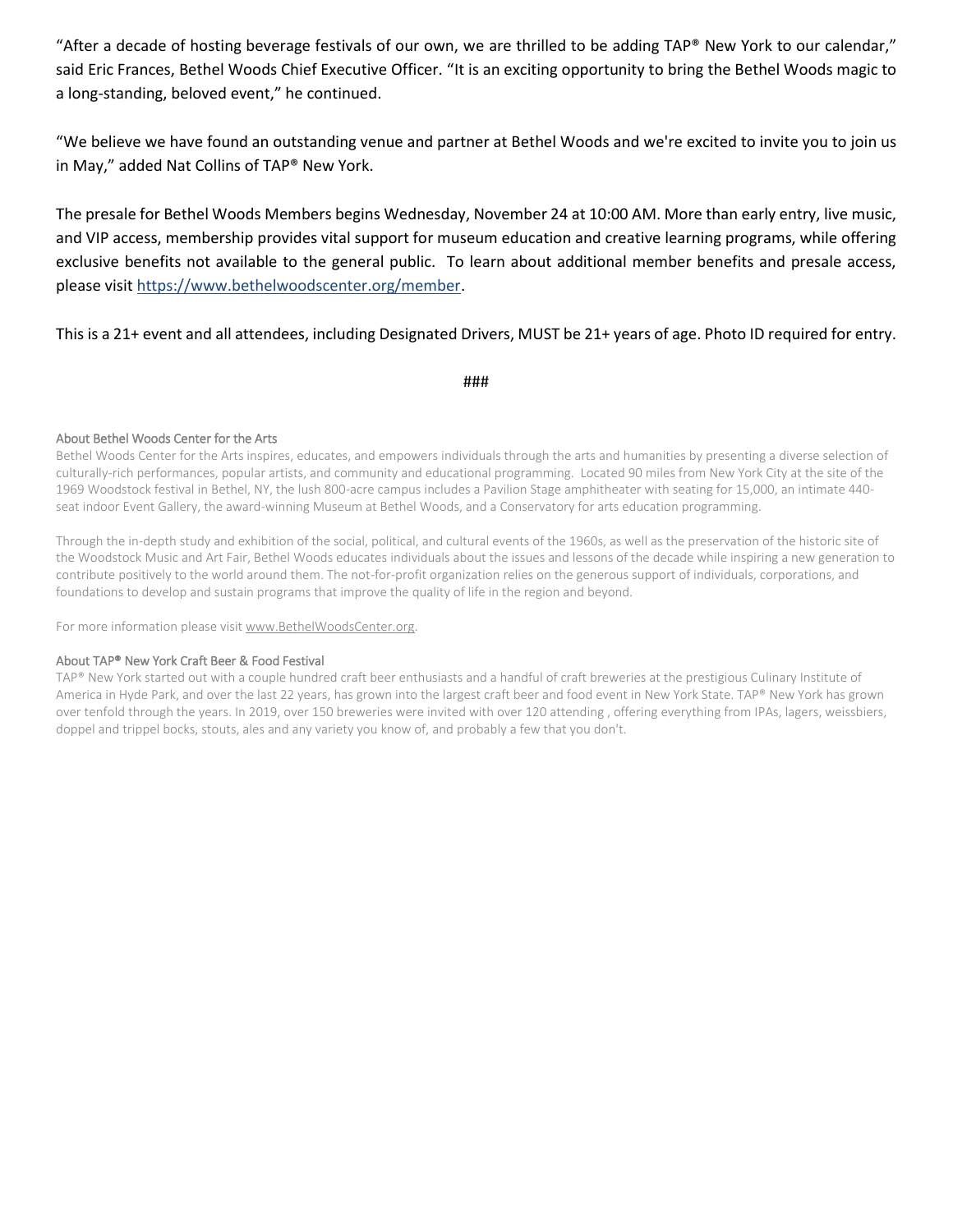"After a decade of hosting beverage festivals of our own, we are thrilled to be adding TAP® New York to our calendar," said Eric Frances, Bethel Woods Chief Executive Officer. "It is an exciting opportunity to bring the Bethel Woods magic to a long-standing, beloved event," he continued.

"We believe we have found an outstanding venue and partner at Bethel Woods and we're excited to invite you to join us in May," added Nat Collins of TAP® New York.

The presale for Bethel Woods Members begins Wednesday, November 24 at 10:00 AM. More than early entry, live music, and VIP access, membership provides vital support for museum education and creative learning programs, while offering exclusive benefits not available to the general public. To learn about additional member benefits and presale access, please visit [https://www.bethelwoodscenter.org/member](https://www.bethelwoodscenter.org/member).

This is a 21+ event and all attendees, including Designated Drivers, MUST be 21+ years of age. Photo ID required for entry.

###

**About Bethel Woods Center for the Arts**

Bethel Woods Center for the Arts inspires, educates, and empowers individuals through the arts and humanities by presenting a diverse selection of culturally-rich performances, popular artists, and community and educational programming. Located 90 miles from New York City at the site of the 1969 Woodstock festival in Bethel, NY, the lush 800-acre campus includes a Pavilion Stage amphitheater with seating for 15,000, an intimate 440-seat indoor Event Gallery, the award-winning Museum at Bethel Woods, and a Conservatory for arts education programming.

Through the in-depth study and exhibition of the social, political, and cultural events of the 1960s, as well as the preservation of the historic site of the Woodstock Music and Art Fair, Bethel Woods educates individuals about the issues and lessons of the decade while inspiring a new generation to contribute positively to the world around them. The not-for-profit organization relies on the generous support of individuals, corporations, and foundations to develop and sustain programs that improve the quality of life in the region and beyond.

For more information please visit [www.BethelWoodsCenter.org](http://www.BethelWoodsCenter.org).

**About TAP® New York Craft Beer & Food Festival**

TAP® New York started out with a couple hundred craft beer enthusiasts and a handful of craft breweries at the prestigious Culinary Institute of America in Hyde Park, and over the last 22 years, has grown into the largest craft beer and food event in New York State. TAP® New York has grown over tenfold through the years. In 2019, over 150 breweries were invited with over 120 attending , offering everything from IPAs, lagers, weissbiers, doppel and trippel bocks, stouts, ales and any variety you know of, and probably a few that you don't.